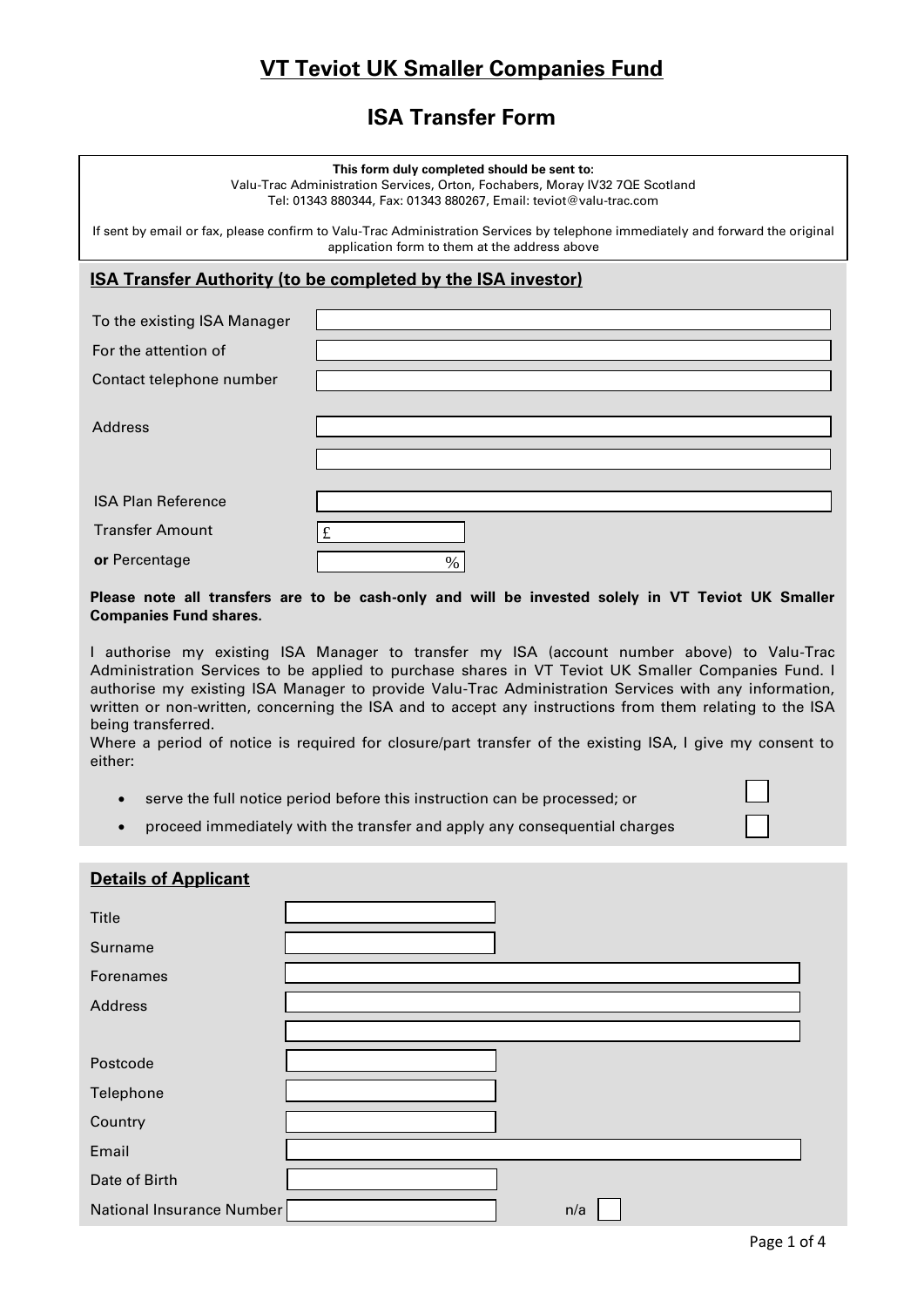# VT Teviot UK Smaller Companies Fund

## ISA Transfer Form

**This form duly completed should be sent to:**
Valu-Trac Administration Services, Orton, Fochabers, Moray IV32 7QE Scotland
Tel: 01343 880344, Fax: 01343 880267, Email: teviot@valu-trac.com

If sent by email or fax, please confirm to Valu-Trac Administration Services by telephone immediately and forward the original application form to them at the address above

### ISA Transfer Authority (to be completed by the ISA investor)

| | |
|---|---|
| To the existing ISA Manager | |
| For the attention of | |
| Contact telephone number | |
| Address | |
| | |
| ISA Plan Reference | |
| Transfer Amount | £ |
| **or** Percentage | % |

**Please note all transfers are to be cash-only and will be invested solely in VT Teviot UK Smaller Companies Fund shares.**

I authorise my existing ISA Manager to transfer my ISA (account number above) to Valu-Trac Administration Services to be applied to purchase shares in VT Teviot UK Smaller Companies Fund. I authorise my existing ISA Manager to provide Valu-Trac Administration Services with any information, written or non-written, concerning the ISA and to accept any instructions from them relating to the ISA being transferred.
Where a period of notice is required for closure/part transfer of the existing ISA, I give my consent to either:

- serve the full notice period before this instruction can be processed; or ☐
- proceed immediately with the transfer and apply any consequential charges ☐

### Details of Applicant

| | |
|---|---|
| Title | |
| Surname | |
| Forenames | |
| Address | |
| | |
| Postcode | |
| Telephone | |
| Country | |
| Email | |
| Date of Birth | |
| National Insurance Number | n/a ☐ |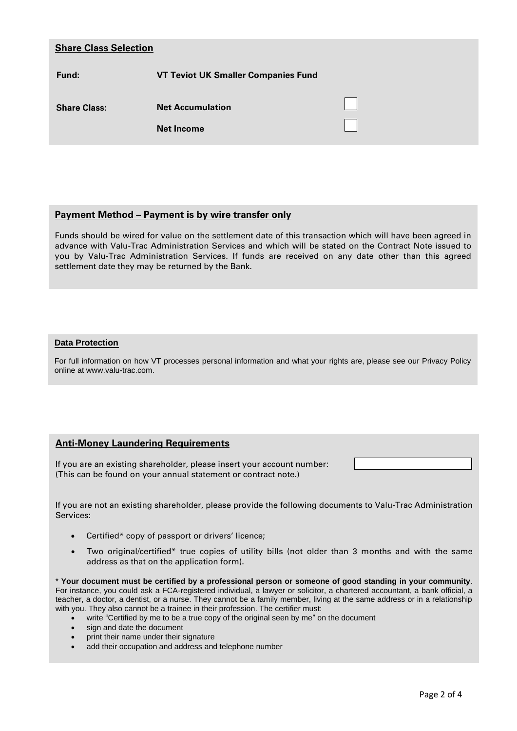## Share Class Selection

| | | |
|---|---|---|
| **Fund:** | **VT Teviot UK Smaller Companies Fund** | |
| **Share Class:** | **Net Accumulation** | ☐ |
| | **Net Income** | ☐ |

## Payment Method – Payment is by wire transfer only

Funds should be wired for value on the settlement date of this transaction which will have been agreed in advance with Valu-Trac Administration Services and which will be stated on the Contract Note issued to you by Valu-Trac Administration Services. If funds are received on any date other than this agreed settlement date they may be returned by the Bank.

## Data Protection

For full information on how VT processes personal information and what your rights are, please see our Privacy Policy online at www.valu-trac.com.

## Anti-Money Laundering Requirements

If you are an existing shareholder, please insert your account number: ____________________
(This can be found on your annual statement or contract note.)

If you are not an existing shareholder, please provide the following documents to Valu-Trac Administration Services:

- Certified* copy of passport or drivers' licence;
- Two original/certified* true copies of utility bills (not older than 3 months and with the same address as that on the application form).

\* **Your document must be certified by a professional person or someone of good standing in your community**. For instance, you could ask a FCA-registered individual, a lawyer or solicitor, a chartered accountant, a bank official, a teacher, a doctor, a dentist, or a nurse. They cannot be a family member, living at the same address or in a relationship with you. They also cannot be a trainee in their profession. The certifier must:

- write "Certified by me to be a true copy of the original seen by me" on the document
- sign and date the document
- print their name under their signature
- add their occupation and address and telephone number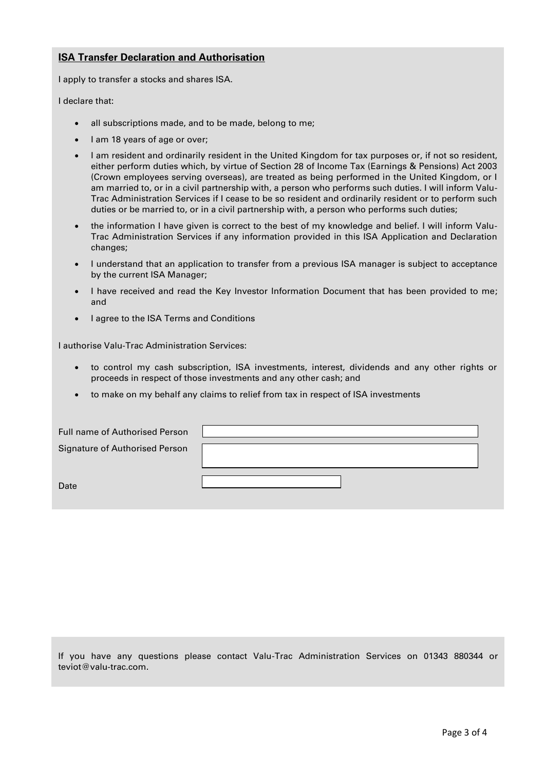## ISA Transfer Declaration and Authorisation

I apply to transfer a stocks and shares ISA.

I declare that:

- all subscriptions made, and to be made, belong to me;
- I am 18 years of age or over;
- I am resident and ordinarily resident in the United Kingdom for tax purposes or, if not so resident, either perform duties which, by virtue of Section 28 of Income Tax (Earnings & Pensions) Act 2003 (Crown employees serving overseas), are treated as being performed in the United Kingdom, or I am married to, or in a civil partnership with, a person who performs such duties. I will inform Valu-Trac Administration Services if I cease to be so resident and ordinarily resident or to perform such duties or be married to, or in a civil partnership with, a person who performs such duties;
- the information I have given is correct to the best of my knowledge and belief. I will inform Valu-Trac Administration Services if any information provided in this ISA Application and Declaration changes;
- I understand that an application to transfer from a previous ISA manager is subject to acceptance by the current ISA Manager;
- I have received and read the Key Investor Information Document that has been provided to me; and
- I agree to the ISA Terms and Conditions

I authorise Valu-Trac Administration Services:

- to control my cash subscription, ISA investments, interest, dividends and any other rights or proceeds in respect of those investments and any other cash; and
- to make on my behalf any claims to relief from tax in respect of ISA investments

| | |
|---|---|
| Full name of Authorised Person | |
| Signature of Authorised Person | |
| Date | |

If you have any questions please contact Valu-Trac Administration Services on 01343 880344 or teviot@valu-trac.com.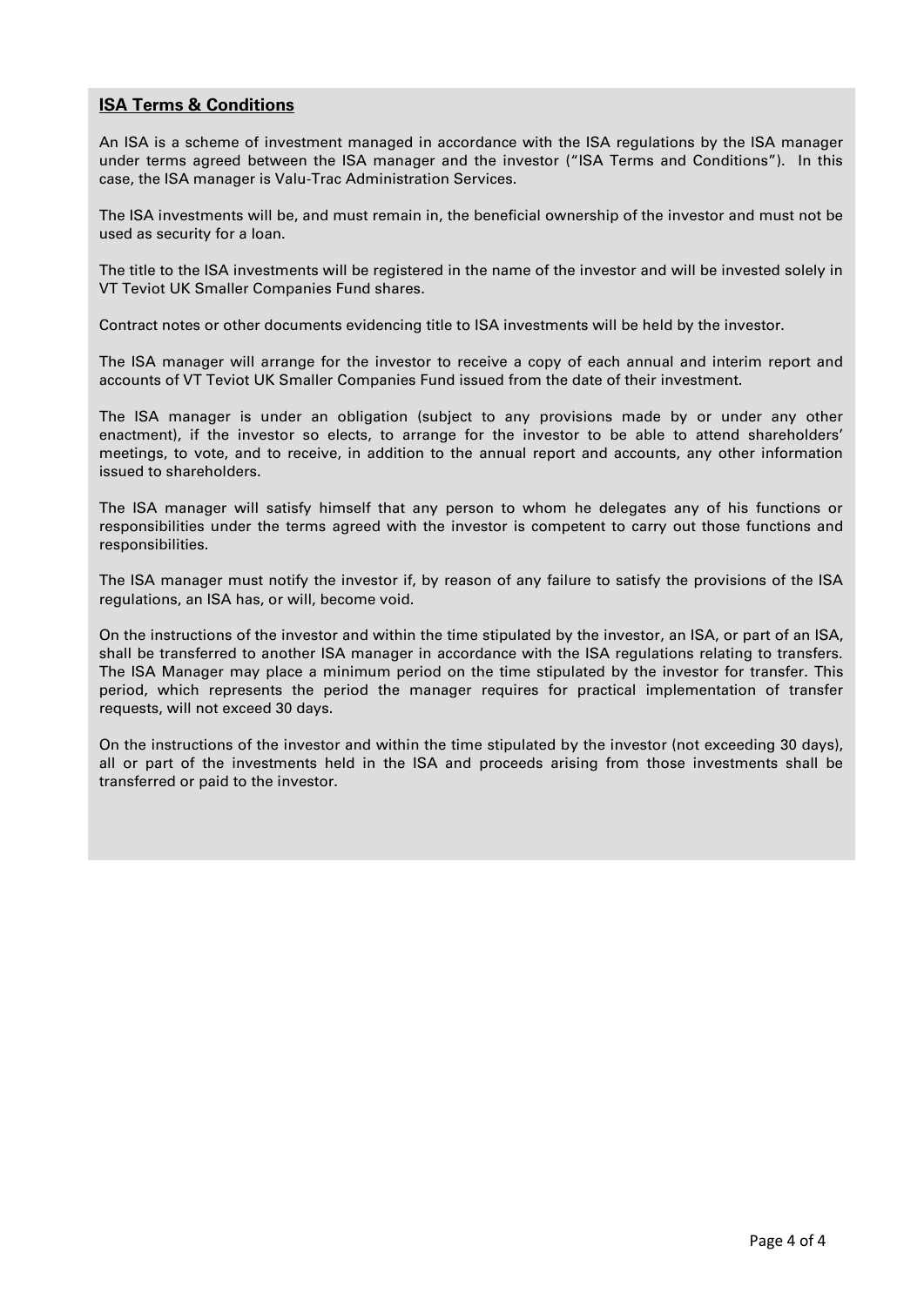## ISA Terms & Conditions

An ISA is a scheme of investment managed in accordance with the ISA regulations by the ISA manager under terms agreed between the ISA manager and the investor ("ISA Terms and Conditions"). In this case, the ISA manager is Valu-Trac Administration Services.

The ISA investments will be, and must remain in, the beneficial ownership of the investor and must not be used as security for a loan.

The title to the ISA investments will be registered in the name of the investor and will be invested solely in VT Teviot UK Smaller Companies Fund shares.

Contract notes or other documents evidencing title to ISA investments will be held by the investor.

The ISA manager will arrange for the investor to receive a copy of each annual and interim report and accounts of VT Teviot UK Smaller Companies Fund issued from the date of their investment.

The ISA manager is under an obligation (subject to any provisions made by or under any other enactment), if the investor so elects, to arrange for the investor to be able to attend shareholders' meetings, to vote, and to receive, in addition to the annual report and accounts, any other information issued to shareholders.

The ISA manager will satisfy himself that any person to whom he delegates any of his functions or responsibilities under the terms agreed with the investor is competent to carry out those functions and responsibilities.

The ISA manager must notify the investor if, by reason of any failure to satisfy the provisions of the ISA regulations, an ISA has, or will, become void.

On the instructions of the investor and within the time stipulated by the investor, an ISA, or part of an ISA, shall be transferred to another ISA manager in accordance with the ISA regulations relating to transfers. The ISA Manager may place a minimum period on the time stipulated by the investor for transfer. This period, which represents the period the manager requires for practical implementation of transfer requests, will not exceed 30 days.

On the instructions of the investor and within the time stipulated by the investor (not exceeding 30 days), all or part of the investments held in the ISA and proceeds arising from those investments shall be transferred or paid to the investor.